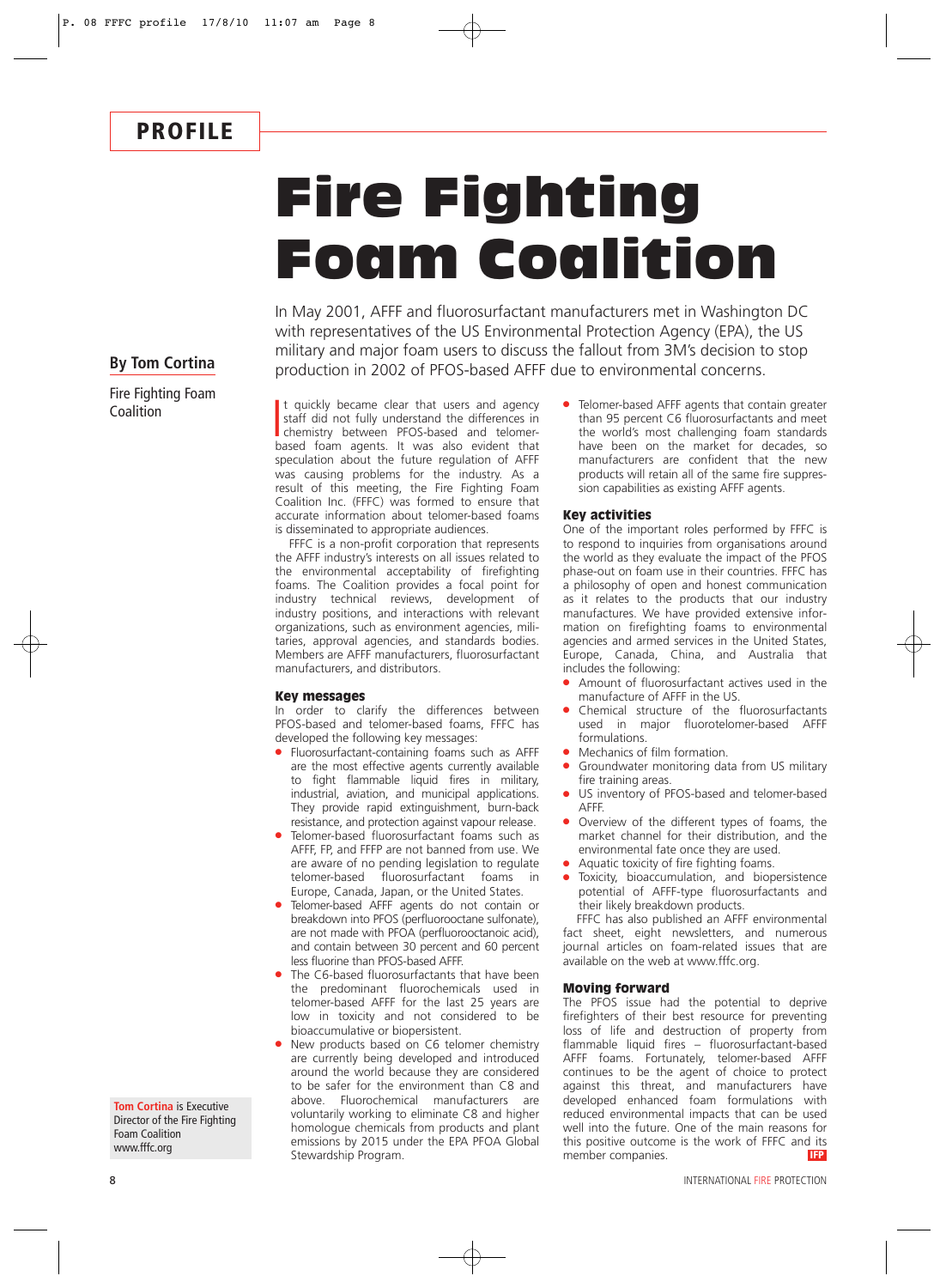PROFILE

# Fire Fighting Foam Coalition

**By Tom Cortina**

Fire Fighting Foam Coalition

In May 2001, AFFF and fluorosurfactant manufacturers met in Washington DC with representatives of the US Environmental Protection Agency (EPA), the US military and major foam users to discuss the fallout from 3M's decision to stop production in 2002 of PFOS-based AFFF due to environmental concerns.

It quickly became clear that users and agency staff did not fully understand the differences in chemistry between PFOS-based and telomer-based foam agents. It was also evident that speculation about the future regulation of AFFF was causing problems for the industry. As a result of this meeting, the Fire Fighting Foam Coalition Inc. (FFFC) was formed to ensure that accurate information about telomer-based foams is disseminated to appropriate audiences.

FFFC is a non-profit corporation that represents the AFFF industry's interests on all issues related to the environmental acceptability of firefighting foams. The Coalition provides a focal point for industry technical reviews, development of industry positions, and interactions with relevant organizations, such as environment agencies, militaries, approval agencies, and standards bodies. Members are AFFF manufacturers, fluorosurfactant manufacturers, and distributors.

## Key messages

In order to clarify the differences between PFOS-based and telomer-based foams, FFFC has developed the following key messages:

- Fluorosurfactant-containing foams such as AFFF are the most effective agents currently available to fight flammable liquid fires in military, industrial, aviation, and municipal applications. They provide rapid extinguishment, burn-back resistance, and protection against vapour release.
- Telomer-based fluorosurfactant foams such as AFFF, FP, and FFFP are not banned from use. We are aware of no pending legislation to regulate telomer-based fluorosurfactant foams in Europe, Canada, Japan, or the United States.
- Telomer-based AFFF agents do not contain or breakdown into PFOS (perfluorooctane sulfonate), are not made with PFOA (perfluorooctanoic acid), and contain between 30 percent and 60 percent less fluorine than PFOS-based AFFF.
- The C6-based fluorosurfactants that have been the predominant fluorochemicals used in telomer-based AFFF for the last 25 years are low in toxicity and not considered to be bioaccumulative or biopersistent.
- New products based on C6 telomer chemistry are currently being developed and introduced around the world because they are considered to be safer for the environment than C8 and above. Fluorochemical manufacturers are voluntarily working to eliminate C8 and higher homologue chemicals from products and plant emissions by 2015 under the EPA PFOA Global Stewardship Program.
- Telomer-based AFFF agents that contain greater than 95 percent C6 fluorosurfactants and meet the world's most challenging foam standards have been on the market for decades, so manufacturers are confident that the new products will retain all of the same fire suppression capabilities as existing AFFF agents.

## Key activities

One of the important roles performed by FFFC is to respond to inquiries from organisations around the world as they evaluate the impact of the PFOS phase-out on foam use in their countries. FFFC has a philosophy of open and honest communication as it relates to the products that our industry manufactures. We have provided extensive information on firefighting foams to environmental agencies and armed services in the United States, Europe, Canada, China, and Australia that includes the following:

- Amount of fluorosurfactant actives used in the manufacture of AFFF in the US.
- Chemical structure of the fluorosurfactants used in major fluorotelomer-based AFFF formulations.
- Mechanics of film formation.
- Groundwater monitoring data from US military fire training areas.
- US inventory of PFOS-based and telomer-based AFFF.
- Overview of the different types of foams, the market channel for their distribution, and the environmental fate once they are used.
- Aquatic toxicity of fire fighting foams.
- Toxicity, bioaccumulation, and biopersistence potential of AFFF-type fluorosurfactants and their likely breakdown products.

FFFC has also published an AFFF environmental fact sheet, eight newsletters, and numerous journal articles on foam-related issues that are available on the web at www.fffc.org.

## Moving forward

The PFOS issue had the potential to deprive firefighters of their best resource for preventing loss of life and destruction of property from flammable liquid fires – fluorosurfactant-based AFFF foams. Fortunately, telomer-based AFFF continues to be the agent of choice to protect against this threat, and manufacturers have developed enhanced foam formulations with reduced environmental impacts that can be used well into the future. One of the main reasons for this positive outcome is the work of FFFC and its member companies. IFP

**Tom Cortina** is Executive Director of the Fire Fighting Foam Coalition www.fffc.org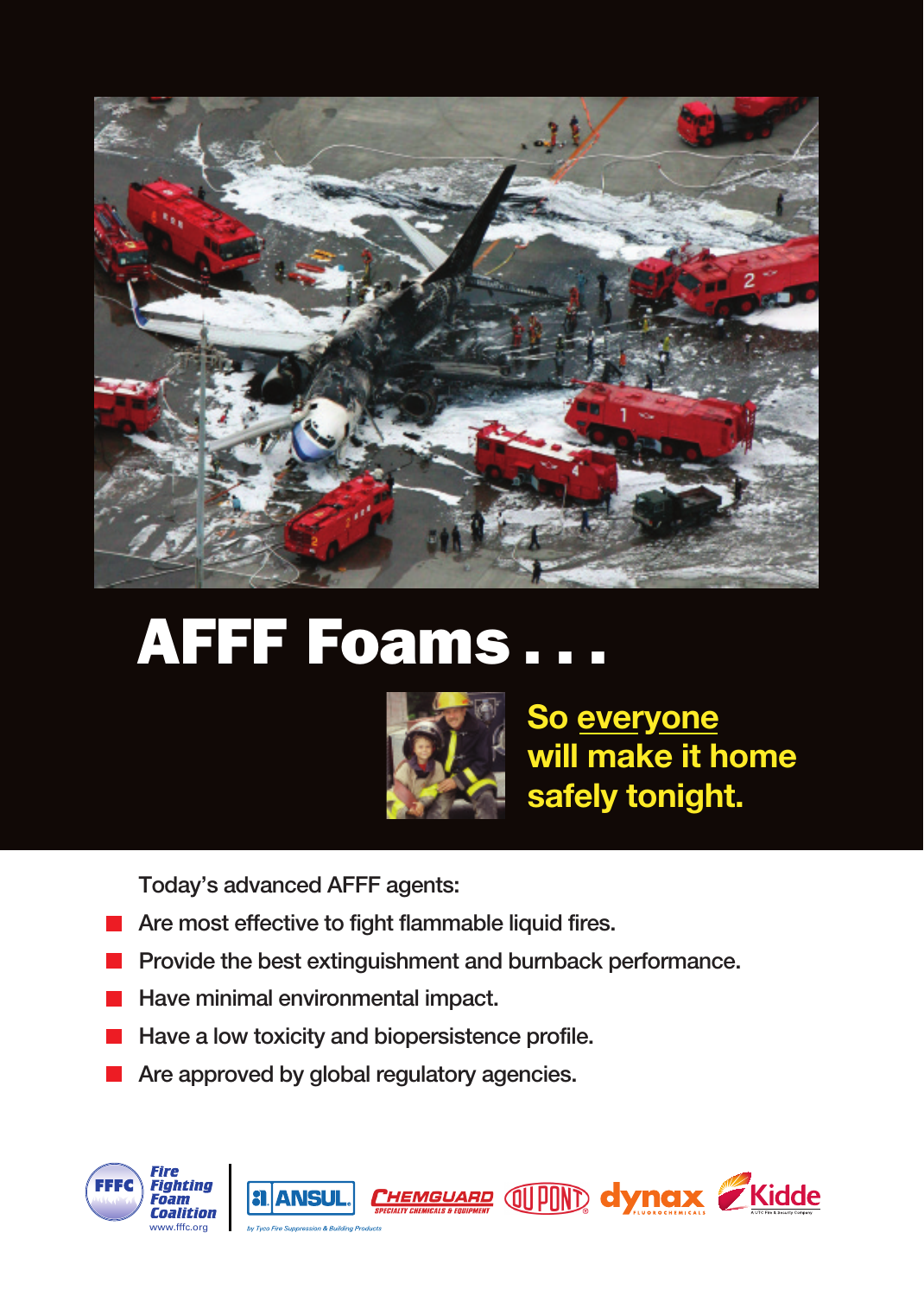# AFFF Foams . . .

**So everyone will make it home safely tonight.**

Today's advanced AFFF agents:

- Are most effective to fight flammable liquid fires.
- Provide the best extinguishment and burnback performance.
- Have minimal environmental impact.
- Have a low toxicity and biopersistence profile.
- Are approved by global regulatory agencies.

FFFC Fire Fighting Foam Coalition
www.fffc.org

ANSUL by Tyco Fire Suppression & Building Products | CHEMGUARD Specialty Chemicals & Equipment | DUPONT | dynax Fluorochemicals | Kidde A UTC Fire & Security Company